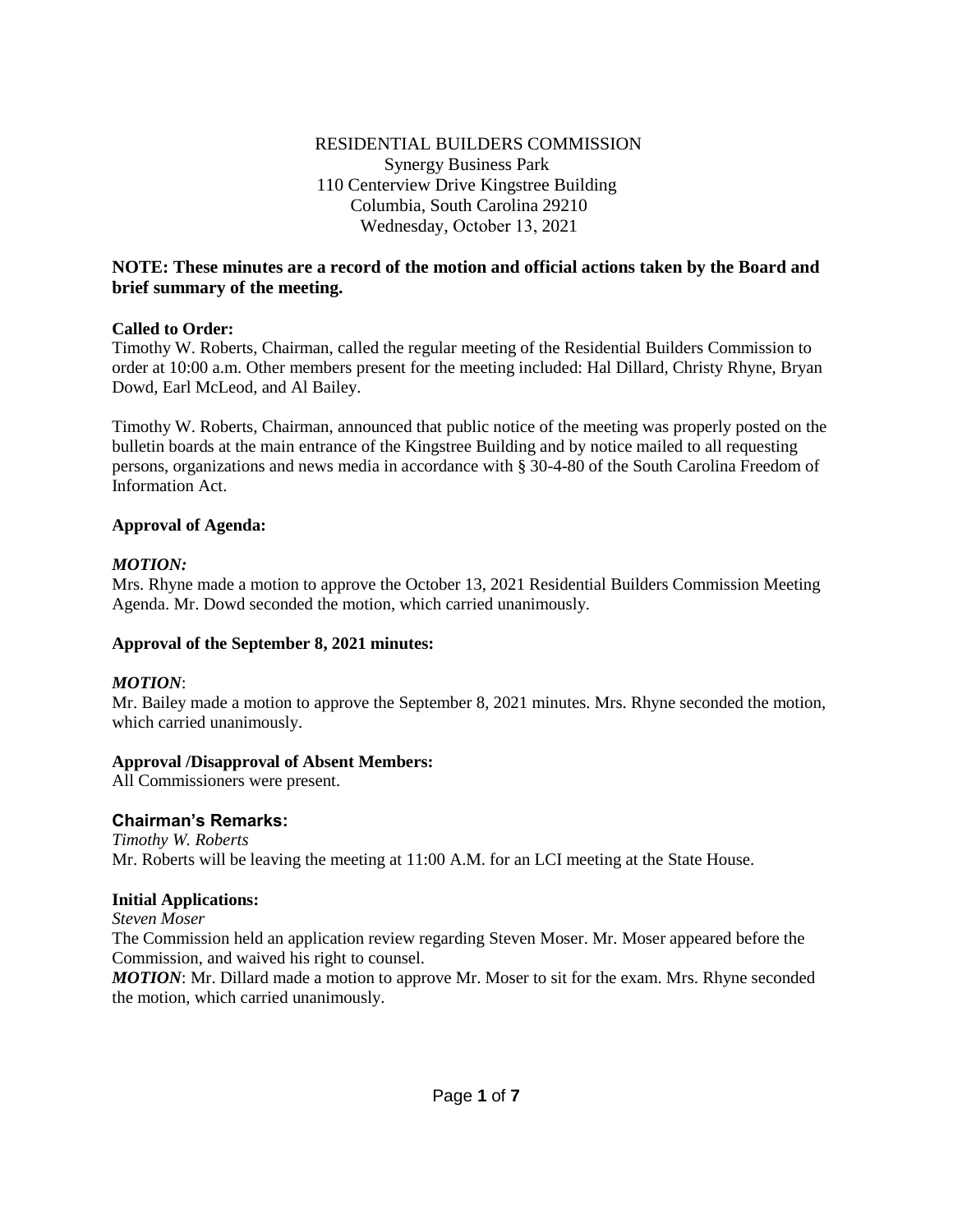RESIDENTIAL BUILDERS COMMISSION
Synergy Business Park
110 Centerview Drive Kingstree Building
Columbia, South Carolina 29210
Wednesday, October 13, 2021

**NOTE: These minutes are a record of the motion and official actions taken by the Board and brief summary of the meeting.**

**Called to Order:**
Timothy W. Roberts, Chairman, called the regular meeting of the Residential Builders Commission to order at 10:00 a.m. Other members present for the meeting included: Hal Dillard, Christy Rhyne, Bryan Dowd, Earl McLeod, and Al Bailey.

Timothy W. Roberts, Chairman, announced that public notice of the meeting was properly posted on the bulletin boards at the main entrance of the Kingstree Building and by notice mailed to all requesting persons, organizations and news media in accordance with § 30-4-80 of the South Carolina Freedom of Information Act.

**Approval of Agenda:**

***MOTION:***
Mrs. Rhyne made a motion to approve the October 13, 2021 Residential Builders Commission Meeting Agenda. Mr. Dowd seconded the motion, which carried unanimously.

**Approval of the September 8, 2021 minutes:**

***MOTION***:
Mr. Bailey made a motion to approve the September 8, 2021 minutes. Mrs. Rhyne seconded the motion, which carried unanimously.

**Approval /Disapproval of Absent Members:**
All Commissioners were present.

**Chairman's Remarks:**
*Timothy W. Roberts*
Mr. Roberts will be leaving the meeting at 11:00 A.M. for an LCI meeting at the State House.

**Initial Applications:**
*Steven Moser*
The Commission held an application review regarding Steven Moser. Mr. Moser appeared before the Commission, and waived his right to counsel.
***MOTION***: Mr. Dillard made a motion to approve Mr. Moser to sit for the exam. Mrs. Rhyne seconded the motion, which carried unanimously.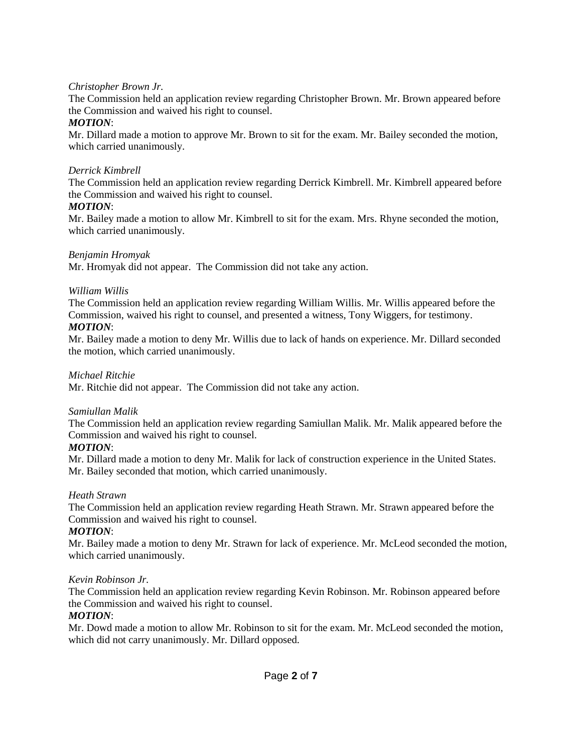*Christopher Brown Jr.*

The Commission held an application review regarding Christopher Brown. Mr. Brown appeared before the Commission and waived his right to counsel.

***MOTION***:

Mr. Dillard made a motion to approve Mr. Brown to sit for the exam. Mr. Bailey seconded the motion, which carried unanimously.

*Derrick Kimbrell*

The Commission held an application review regarding Derrick Kimbrell. Mr. Kimbrell appeared before the Commission and waived his right to counsel.

***MOTION***:

Mr. Bailey made a motion to allow Mr. Kimbrell to sit for the exam. Mrs. Rhyne seconded the motion, which carried unanimously.

*Benjamin Hromyak*

Mr. Hromyak did not appear. The Commission did not take any action.

*William Willis*

The Commission held an application review regarding William Willis. Mr. Willis appeared before the Commission, waived his right to counsel, and presented a witness, Tony Wiggers, for testimony.

***MOTION***:

Mr. Bailey made a motion to deny Mr. Willis due to lack of hands on experience. Mr. Dillard seconded the motion, which carried unanimously.

*Michael Ritchie*

Mr. Ritchie did not appear. The Commission did not take any action.

*Samiullan Malik*

The Commission held an application review regarding Samiullan Malik. Mr. Malik appeared before the Commission and waived his right to counsel.

***MOTION***:

Mr. Dillard made a motion to deny Mr. Malik for lack of construction experience in the United States. Mr. Bailey seconded that motion, which carried unanimously.

*Heath Strawn*

The Commission held an application review regarding Heath Strawn. Mr. Strawn appeared before the Commission and waived his right to counsel.

***MOTION***:

Mr. Bailey made a motion to deny Mr. Strawn for lack of experience. Mr. McLeod seconded the motion, which carried unanimously.

*Kevin Robinson Jr.*

The Commission held an application review regarding Kevin Robinson. Mr. Robinson appeared before the Commission and waived his right to counsel.

***MOTION***:

Mr. Dowd made a motion to allow Mr. Robinson to sit for the exam. Mr. McLeod seconded the motion, which did not carry unanimously. Mr. Dillard opposed.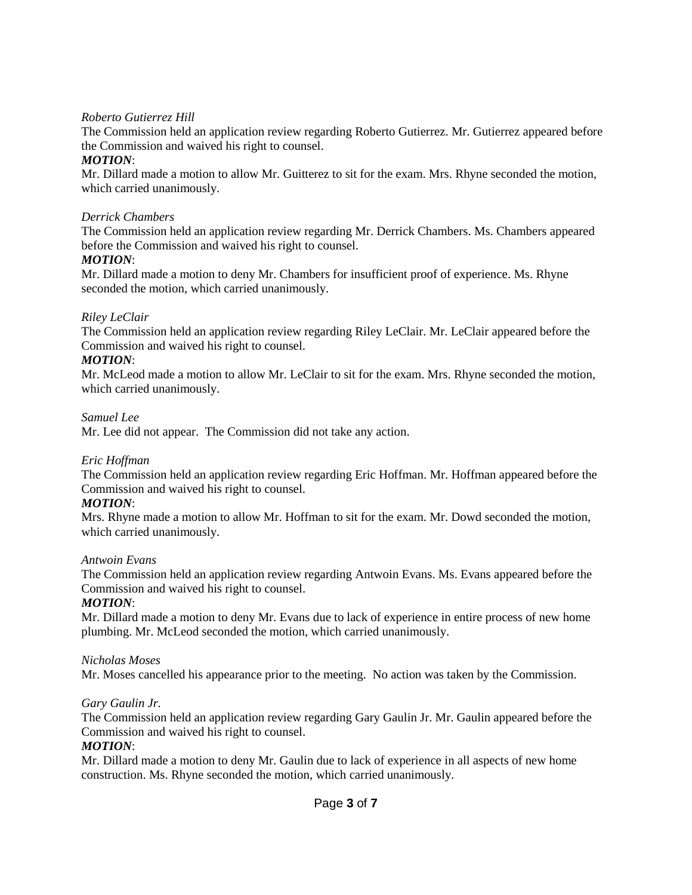*Roberto Gutierrez Hill*

The Commission held an application review regarding Roberto Gutierrez. Mr. Gutierrez appeared before the Commission and waived his right to counsel.

***MOTION***:

Mr. Dillard made a motion to allow Mr. Guitterez to sit for the exam. Mrs. Rhyne seconded the motion, which carried unanimously.

*Derrick Chambers*

The Commission held an application review regarding Mr. Derrick Chambers. Ms. Chambers appeared before the Commission and waived his right to counsel.

***MOTION***:

Mr. Dillard made a motion to deny Mr. Chambers for insufficient proof of experience. Ms. Rhyne seconded the motion, which carried unanimously.

*Riley LeClair*

The Commission held an application review regarding Riley LeClair. Mr. LeClair appeared before the Commission and waived his right to counsel.

***MOTION***:

Mr. McLeod made a motion to allow Mr. LeClair to sit for the exam. Mrs. Rhyne seconded the motion, which carried unanimously.

*Samuel Lee*

Mr. Lee did not appear. The Commission did not take any action.

*Eric Hoffman*

The Commission held an application review regarding Eric Hoffman. Mr. Hoffman appeared before the Commission and waived his right to counsel.

***MOTION***:

Mrs. Rhyne made a motion to allow Mr. Hoffman to sit for the exam. Mr. Dowd seconded the motion, which carried unanimously.

*Antwoin Evans*

The Commission held an application review regarding Antwoin Evans. Ms. Evans appeared before the Commission and waived his right to counsel.

***MOTION***:

Mr. Dillard made a motion to deny Mr. Evans due to lack of experience in entire process of new home plumbing. Mr. McLeod seconded the motion, which carried unanimously.

*Nicholas Moses*

Mr. Moses cancelled his appearance prior to the meeting. No action was taken by the Commission.

*Gary Gaulin Jr.*

The Commission held an application review regarding Gary Gaulin Jr. Mr. Gaulin appeared before the Commission and waived his right to counsel.

***MOTION***:

Mr. Dillard made a motion to deny Mr. Gaulin due to lack of experience in all aspects of new home construction. Ms. Rhyne seconded the motion, which carried unanimously.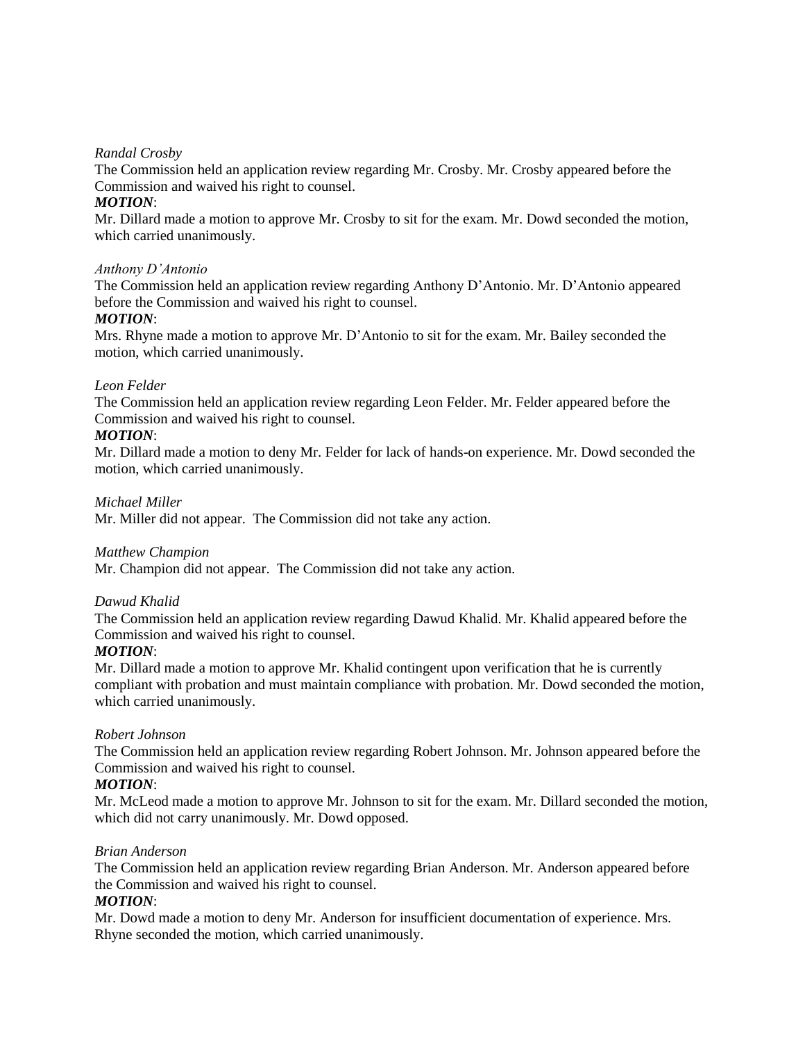*Randal Crosby*

The Commission held an application review regarding Mr. Crosby. Mr. Crosby appeared before the Commission and waived his right to counsel.

***MOTION***:

Mr. Dillard made a motion to approve Mr. Crosby to sit for the exam. Mr. Dowd seconded the motion, which carried unanimously.

*Anthony D'Antonio*

The Commission held an application review regarding Anthony D'Antonio. Mr. D'Antonio appeared before the Commission and waived his right to counsel.

***MOTION***:

Mrs. Rhyne made a motion to approve Mr. D'Antonio to sit for the exam. Mr. Bailey seconded the motion, which carried unanimously.

*Leon Felder*

The Commission held an application review regarding Leon Felder. Mr. Felder appeared before the Commission and waived his right to counsel.

***MOTION***:

Mr. Dillard made a motion to deny Mr. Felder for lack of hands-on experience. Mr. Dowd seconded the motion, which carried unanimously.

*Michael Miller*

Mr. Miller did not appear. The Commission did not take any action.

*Matthew Champion*

Mr. Champion did not appear. The Commission did not take any action.

*Dawud Khalid*

The Commission held an application review regarding Dawud Khalid. Mr. Khalid appeared before the Commission and waived his right to counsel.

***MOTION***:

Mr. Dillard made a motion to approve Mr. Khalid contingent upon verification that he is currently compliant with probation and must maintain compliance with probation. Mr. Dowd seconded the motion, which carried unanimously.

*Robert Johnson*

The Commission held an application review regarding Robert Johnson. Mr. Johnson appeared before the Commission and waived his right to counsel.

***MOTION***:

Mr. McLeod made a motion to approve Mr. Johnson to sit for the exam. Mr. Dillard seconded the motion, which did not carry unanimously. Mr. Dowd opposed.

*Brian Anderson*

The Commission held an application review regarding Brian Anderson. Mr. Anderson appeared before the Commission and waived his right to counsel.

***MOTION***:

Mr. Dowd made a motion to deny Mr. Anderson for insufficient documentation of experience. Mrs. Rhyne seconded the motion, which carried unanimously.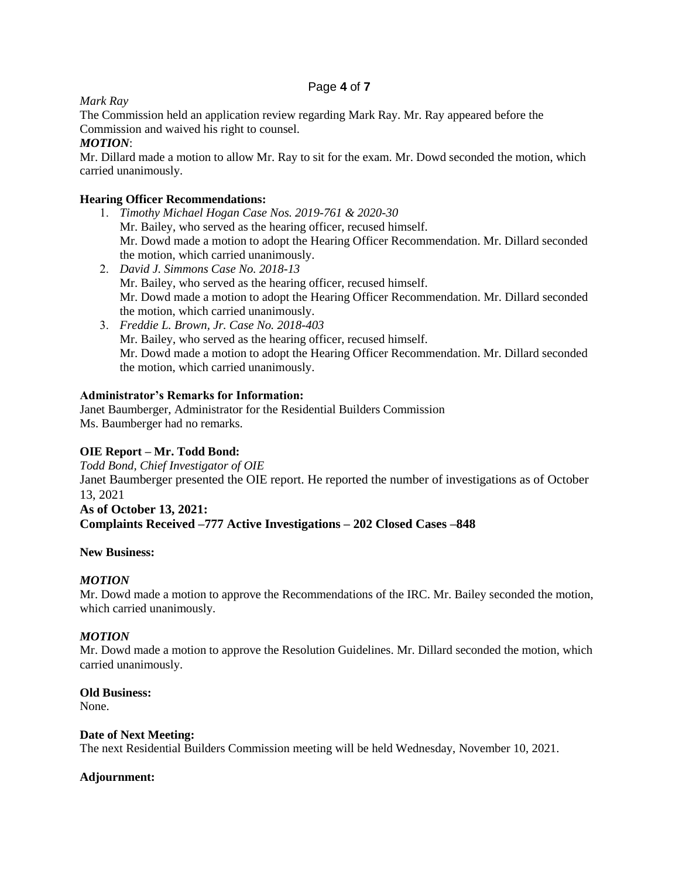*Mark Ray*

The Commission held an application review regarding Mark Ray. Mr. Ray appeared before the Commission and waived his right to counsel.

***MOTION***:

Mr. Dillard made a motion to allow Mr. Ray to sit for the exam. Mr. Dowd seconded the motion, which carried unanimously.

**Hearing Officer Recommendations:**

1. *Timothy Michael Hogan Case Nos. 2019-761 & 2020-30*
   Mr. Bailey, who served as the hearing officer, recused himself.
   Mr. Dowd made a motion to adopt the Hearing Officer Recommendation. Mr. Dillard seconded the motion, which carried unanimously.
2. *David J. Simmons Case No. 2018-13*
   Mr. Bailey, who served as the hearing officer, recused himself.
   Mr. Dowd made a motion to adopt the Hearing Officer Recommendation. Mr. Dillard seconded the motion, which carried unanimously.
3. *Freddie L. Brown, Jr. Case No. 2018-403*
   Mr. Bailey, who served as the hearing officer, recused himself.
   Mr. Dowd made a motion to adopt the Hearing Officer Recommendation. Mr. Dillard seconded the motion, which carried unanimously.

**Administrator's Remarks for Information:**

Janet Baumberger, Administrator for the Residential Builders Commission
Ms. Baumberger had no remarks.

**OIE Report – Mr. Todd Bond:**

*Todd Bond, Chief Investigator of OIE*

Janet Baumberger presented the OIE report. He reported the number of investigations as of October 13, 2021

**As of October 13, 2021:**
**Complaints Received –777 Active Investigations – 202 Closed Cases –848**

**New Business:**

***MOTION***

Mr. Dowd made a motion to approve the Recommendations of the IRC. Mr. Bailey seconded the motion, which carried unanimously.

***MOTION***

Mr. Dowd made a motion to approve the Resolution Guidelines. Mr. Dillard seconded the motion, which carried unanimously.

**Old Business:**

None.

**Date of Next Meeting:**

The next Residential Builders Commission meeting will be held Wednesday, November 10, 2021.

**Adjournment:**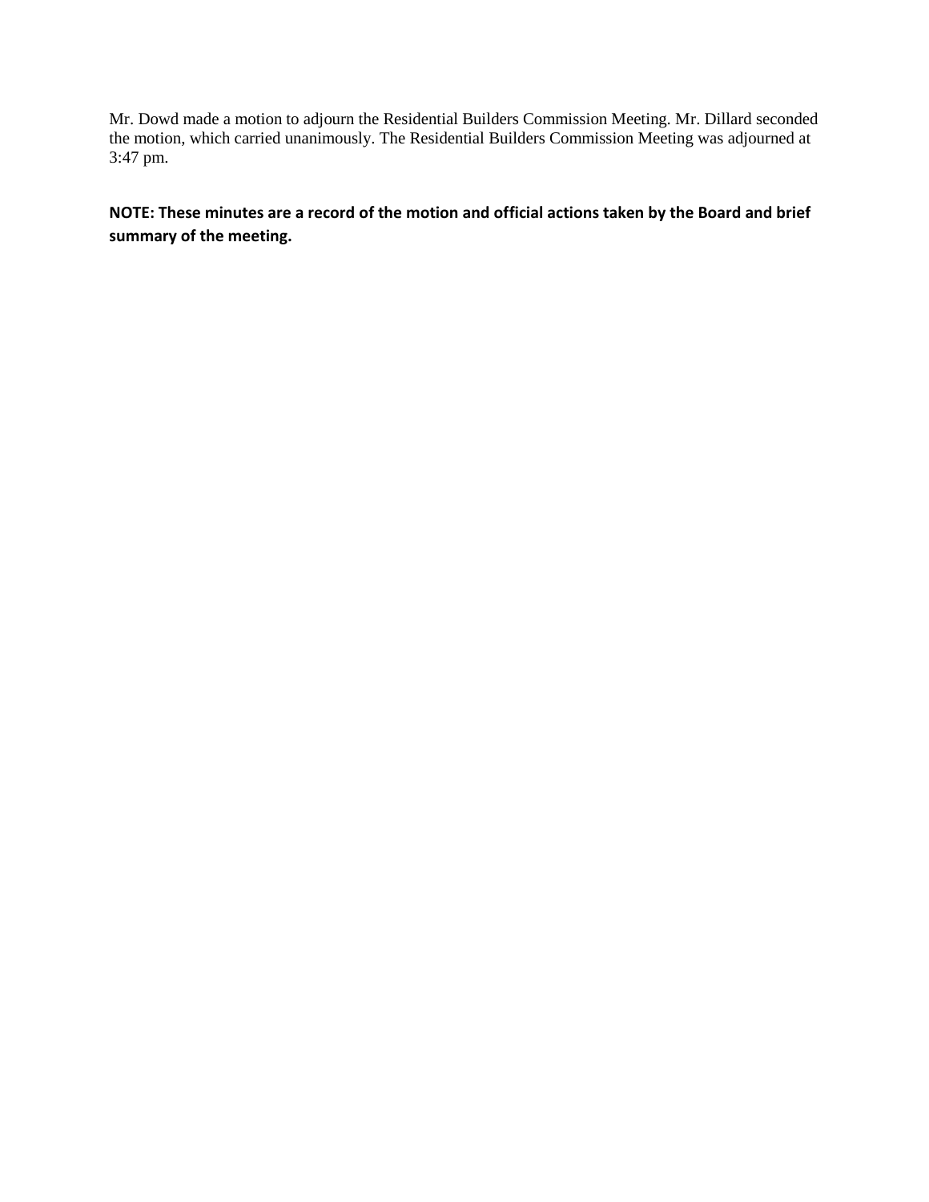Mr. Dowd made a motion to adjourn the Residential Builders Commission Meeting. Mr. Dillard seconded the motion, which carried unanimously. The Residential Builders Commission Meeting was adjourned at 3:47 pm.

**NOTE: These minutes are a record of the motion and official actions taken by the Board and brief summary of the meeting.**